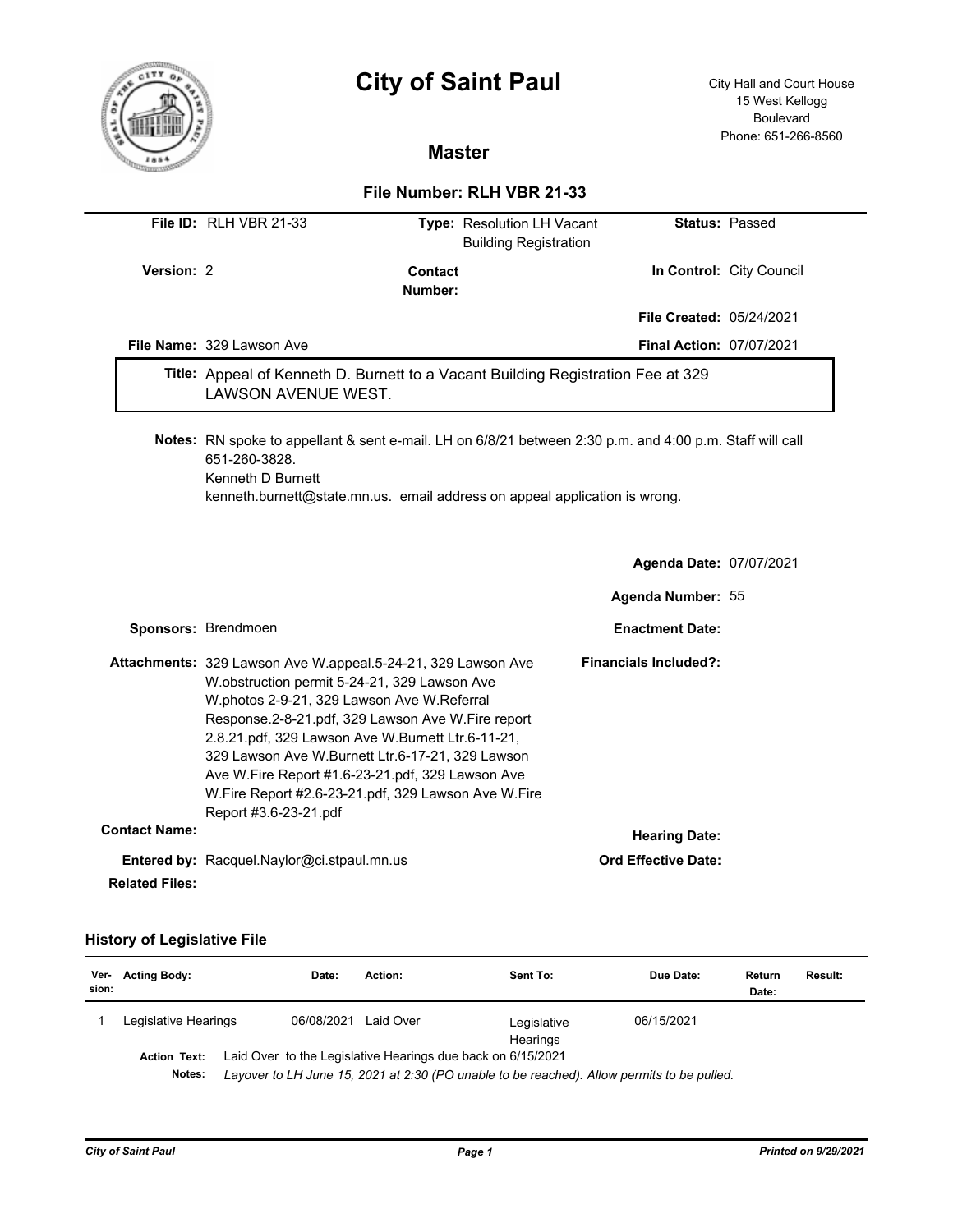# City of Saint Paul

City Hall and Court House
15 West Kellogg
Boulevard
Phone: 651-266-8560

## Master

### File Number: RLH VBR 21-33

**File ID:** RLH VBR 21-33

**Type:** Resolution LH Vacant Building Registration

**Status:** Passed

**Version:** 2

**Contact Number:**

**In Control:** City Council

**File Created:** 05/24/2021

**File Name:** 329 Lawson Ave

**Final Action:** 07/07/2021

**Title:** Appeal of Kenneth D. Burnett to a Vacant Building Registration Fee at 329 LAWSON AVENUE WEST.

**Notes:** RN spoke to appellant & sent e-mail. LH on 6/8/21 between 2:30 p.m. and 4:00 p.m. Staff will call 651-260-3828.
Kenneth D Burnett
kenneth.burnett@state.mn.us. email address on appeal application is wrong.

**Agenda Date:** 07/07/2021

**Agenda Number:** 55

**Sponsors:** Brendmoen

**Enactment Date:**

**Attachments:** 329 Lawson Ave W.appeal.5-24-21, 329 Lawson Ave W.obstruction permit 5-24-21, 329 Lawson Ave W.photos 2-9-21, 329 Lawson Ave W.Referral Response.2-8-21.pdf, 329 Lawson Ave W.Fire report 2.8.21.pdf, 329 Lawson Ave W.Burnett Ltr.6-11-21, 329 Lawson Ave W.Burnett Ltr.6-17-21, 329 Lawson Ave W.Fire Report #1.6-23-21.pdf, 329 Lawson Ave W.Fire Report #2.6-23-21.pdf, 329 Lawson Ave W.Fire Report #3.6-23-21.pdf

**Financials Included?:**

**Contact Name:**

**Hearing Date:**

**Entered by:** Racquel.Naylor@ci.stpaul.mn.us

**Ord Effective Date:**

**Related Files:**

### History of Legislative File

| Ver-sion: | Acting Body: | Date: | Action: | Sent To: | Due Date: | Return Date: | Result: |
|---|---|---|---|---|---|---|---|
| 1 | Legislative Hearings | 06/08/2021 | Laid Over | Legislative Hearings | 06/15/2021 | | |

**Action Text:** Laid Over to the Legislative Hearings due back on 6/15/2021

**Notes:** *Layover to LH June 15, 2021 at 2:30 (PO unable to be reached). Allow permits to be pulled.*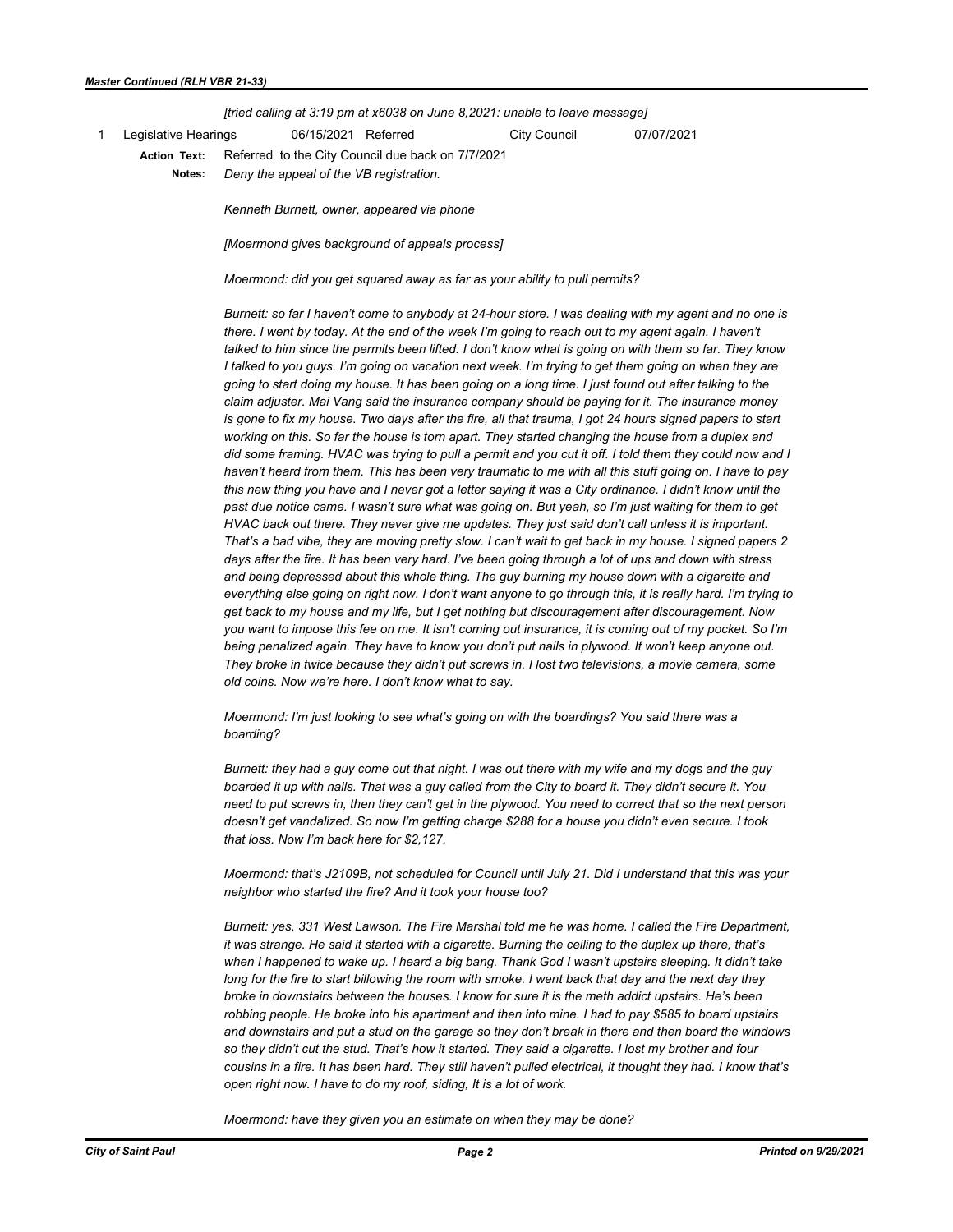*[tried calling at 3:19 pm at x6038 on June 8,2021: unable to leave message]*

| | | | | | |
|---|---|---|---|---|---|
| 1 | Legislative Hearings | 06/15/2021 | Referred | City Council | 07/07/2021 |

**Action Text:** Referred to the City Council due back on 7/7/2021

**Notes:** *Deny the appeal of the VB registration.*

*Kenneth Burnett, owner, appeared via phone*

*[Moermond gives background of appeals process]*

*Moermond: did you get squared away as far as your ability to pull permits?*

*Burnett: so far I haven't come to anybody at 24-hour store. I was dealing with my agent and no one is there. I went by today. At the end of the week I'm going to reach out to my agent again. I haven't talked to him since the permits been lifted. I don't know what is going on with them so far. They know I talked to you guys. I'm going on vacation next week. I'm trying to get them going on when they are going to start doing my house. It has been going on a long time. I just found out after talking to the claim adjuster. Mai Vang said the insurance company should be paying for it. The insurance money is gone to fix my house. Two days after the fire, all that trauma, I got 24 hours signed papers to start working on this. So far the house is torn apart. They started changing the house from a duplex and did some framing. HVAC was trying to pull a permit and you cut it off. I told them they could now and I haven't heard from them. This has been very traumatic to me with all this stuff going on. I have to pay this new thing you have and I never got a letter saying it was a City ordinance. I didn't know until the past due notice came. I wasn't sure what was going on. But yeah, so I'm just waiting for them to get HVAC back out there. They never give me updates. They just said don't call unless it is important. That's a bad vibe, they are moving pretty slow. I can't wait to get back in my house. I signed papers 2 days after the fire. It has been very hard. I've been going through a lot of ups and down with stress and being depressed about this whole thing. The guy burning my house down with a cigarette and everything else going on right now. I don't want anyone to go through this, it is really hard. I'm trying to get back to my house and my life, but I get nothing but discouragement after discouragement. Now you want to impose this fee on me. It isn't coming out insurance, it is coming out of my pocket. So I'm being penalized again. They have to know you don't put nails in plywood. It won't keep anyone out. They broke in twice because they didn't put screws in. I lost two televisions, a movie camera, some old coins. Now we're here. I don't know what to say.*

*Moermond: I'm just looking to see what's going on with the boardings? You said there was a boarding?*

*Burnett: they had a guy come out that night. I was out there with my wife and my dogs and the guy boarded it up with nails. That was a guy called from the City to board it. They didn't secure it. You need to put screws in, then they can't get in the plywood. You need to correct that so the next person doesn't get vandalized. So now I'm getting charge $288 for a house you didn't even secure. I took that loss. Now I'm back here for $2,127.*

*Moermond: that's J2109B, not scheduled for Council until July 21. Did I understand that this was your neighbor who started the fire? And it took your house too?*

*Burnett: yes, 331 West Lawson. The Fire Marshal told me he was home. I called the Fire Department, it was strange. He said it started with a cigarette. Burning the ceiling to the duplex up there, that's when I happened to wake up. I heard a big bang. Thank God I wasn't upstairs sleeping. It didn't take long for the fire to start billowing the room with smoke. I went back that day and the next day they broke in downstairs between the houses. I know for sure it is the meth addict upstairs. He's been robbing people. He broke into his apartment and then into mine. I had to pay $585 to board upstairs and downstairs and put a stud on the garage so they don't break in there and then board the windows so they didn't cut the stud. That's how it started. They said a cigarette. I lost my brother and four cousins in a fire. It has been hard. They still haven't pulled electrical, it thought they had. I know that's open right now. I have to do my roof, siding, It is a lot of work.*

*Moermond: have they given you an estimate on when they may be done?*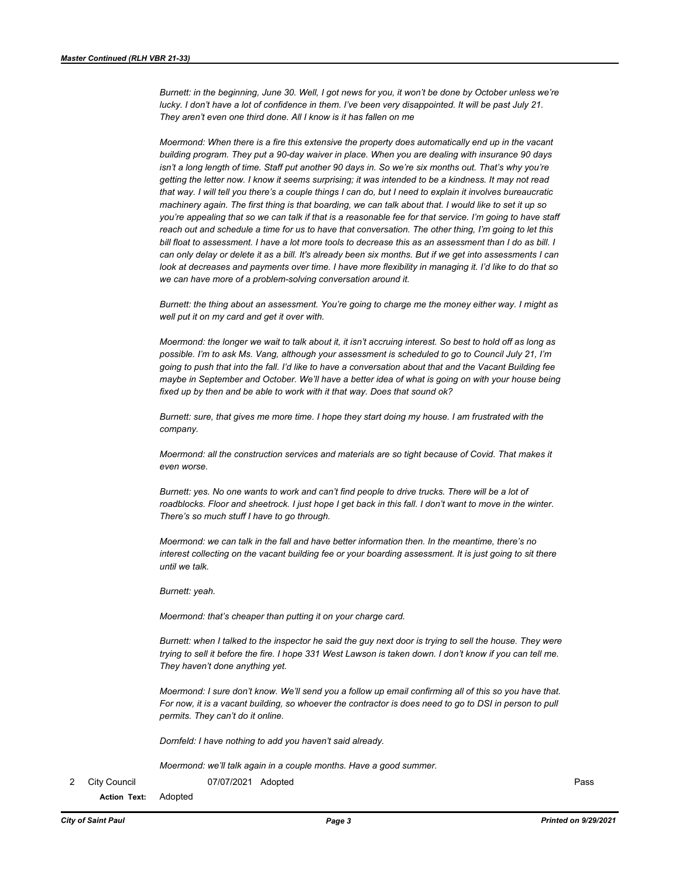*Burnett: in the beginning, June 30. Well, I got news for you, it won't be done by October unless we're lucky. I don't have a lot of confidence in them. I've been very disappointed. It will be past July 21. They aren't even one third done. All I know is it has fallen on me*

*Moermond: When there is a fire this extensive the property does automatically end up in the vacant building program. They put a 90-day waiver in place. When you are dealing with insurance 90 days isn't a long length of time. Staff put another 90 days in. So we're six months out. That's why you're getting the letter now. I know it seems surprising; it was intended to be a kindness. It may not read that way. I will tell you there's a couple things I can do, but I need to explain it involves bureaucratic machinery again. The first thing is that boarding, we can talk about that. I would like to set it up so you're appealing that so we can talk if that is a reasonable fee for that service. I'm going to have staff reach out and schedule a time for us to have that conversation. The other thing, I'm going to let this bill float to assessment. I have a lot more tools to decrease this as an assessment than I do as bill. I can only delay or delete it as a bill. It's already been six months. But if we get into assessments I can look at decreases and payments over time. I have more flexibility in managing it. I'd like to do that so we can have more of a problem-solving conversation around it.*

*Burnett: the thing about an assessment. You're going to charge me the money either way. I might as well put it on my card and get it over with.*

*Moermond: the longer we wait to talk about it, it isn't accruing interest. So best to hold off as long as possible. I'm to ask Ms. Vang, although your assessment is scheduled to go to Council July 21, I'm going to push that into the fall. I'd like to have a conversation about that and the Vacant Building fee maybe in September and October. We'll have a better idea of what is going on with your house being fixed up by then and be able to work with it that way. Does that sound ok?*

*Burnett: sure, that gives me more time. I hope they start doing my house. I am frustrated with the company.*

*Moermond: all the construction services and materials are so tight because of Covid. That makes it even worse.*

*Burnett: yes. No one wants to work and can't find people to drive trucks. There will be a lot of roadblocks. Floor and sheetrock. I just hope I get back in this fall. I don't want to move in the winter. There's so much stuff I have to go through.*

*Moermond: we can talk in the fall and have better information then. In the meantime, there's no interest collecting on the vacant building fee or your boarding assessment. It is just going to sit there until we talk.*

*Burnett: yeah.*

*Moermond: that's cheaper than putting it on your charge card.*

*Burnett: when I talked to the inspector he said the guy next door is trying to sell the house. They were trying to sell it before the fire. I hope 331 West Lawson is taken down. I don't know if you can tell me. They haven't done anything yet.*

*Moermond: I sure don't know. We'll send you a follow up email confirming all of this so you have that. For now, it is a vacant building, so whoever the contractor is does need to go to DSI in person to pull permits. They can't do it online.*

*Dornfeld: I have nothing to add you haven't said already.*

*Moermond: we'll talk again in a couple months. Have a good summer.*

| | | | | |
|---|---|---|---|---|
| 2 | City Council | 07/07/2021 | Adopted | Pass |

**Action Text:** Adopted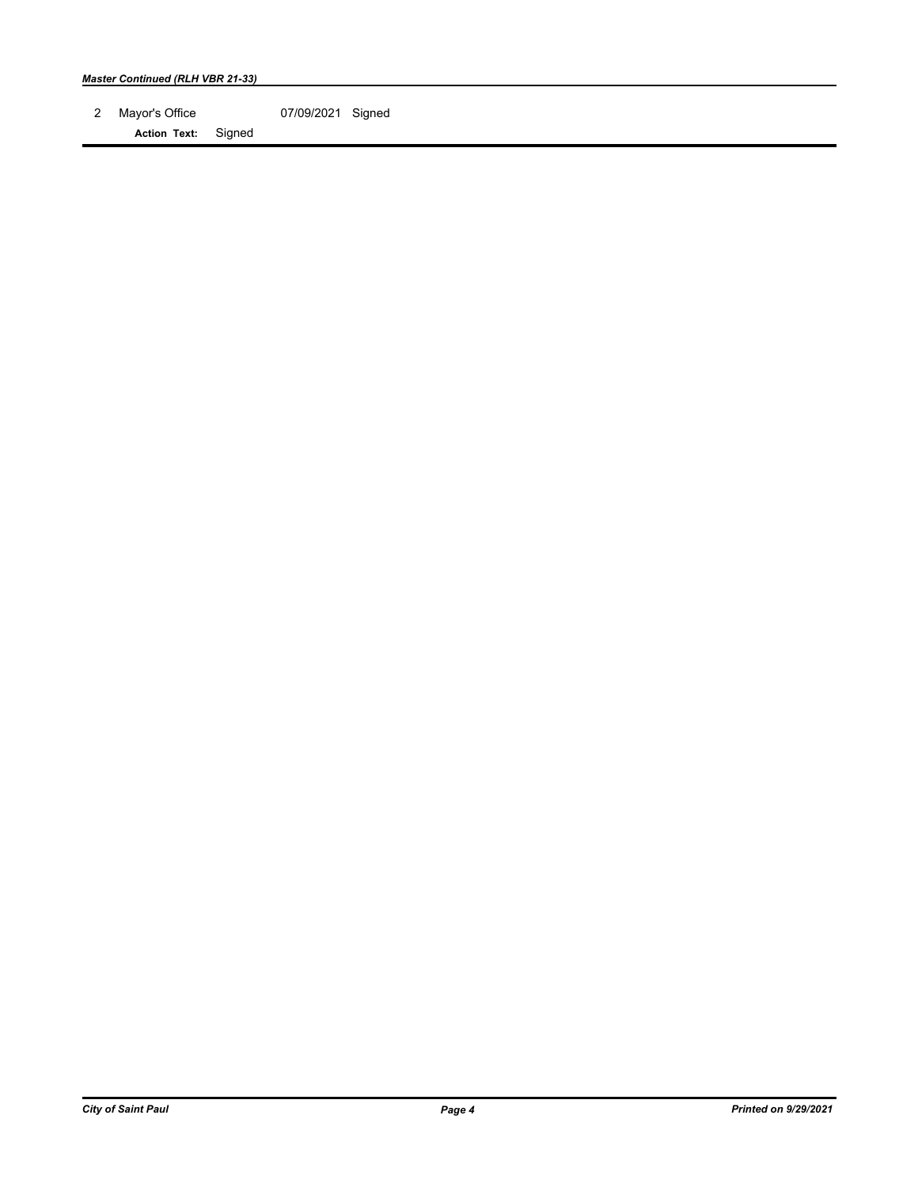*Master Continued (RLH VBR 21-33)*

| | | | |
|---|---|---|---|
| 2 | Mayor's Office | 07/09/2021 | Signed |

**Action Text:** Signed